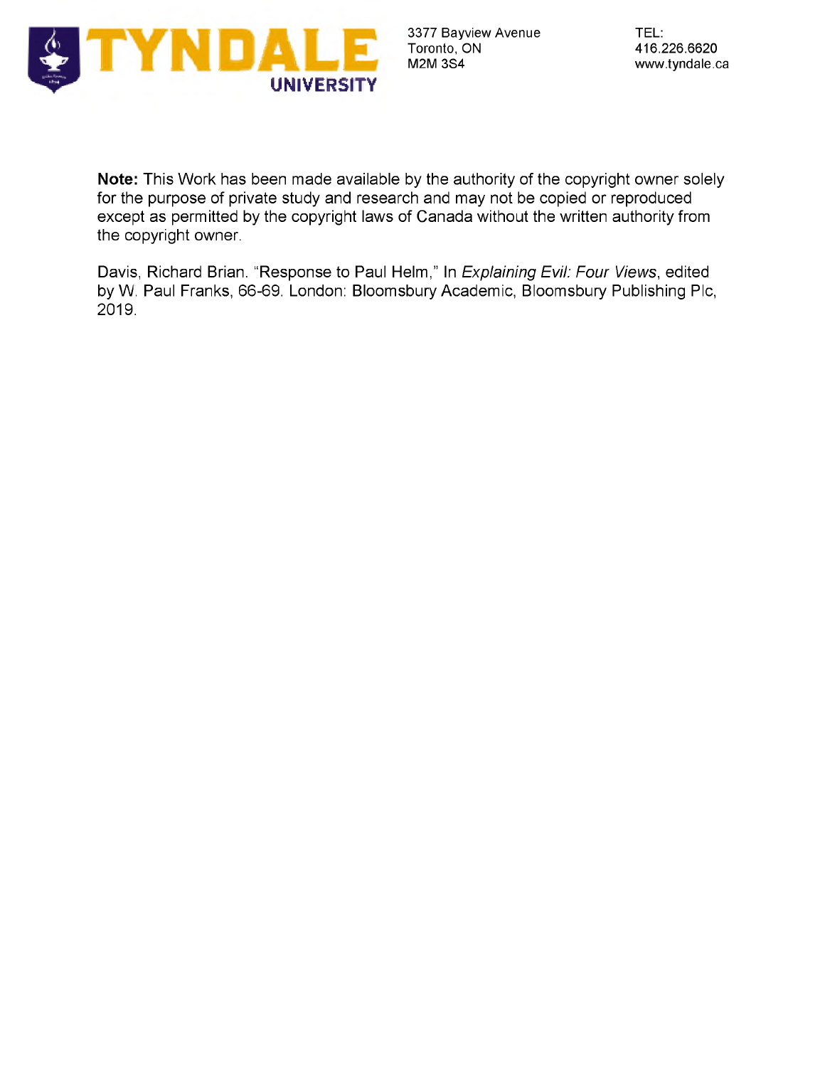TYNDALE UNIVERSITY

3377 Bayview Avenue
Toronto, ON
M2M 3S4

TEL:
416.226.6620
www.tyndale.ca

**Note:** This Work has been made available by the authority of the copyright owner solely for the purpose of private study and research and may not be copied or reproduced except as permitted by the copyright laws of Canada without the written authority from the copyright owner.

Davis, Richard Brian. "Response to Paul Helm," In *Explaining Evil: Four Views*, edited by W. Paul Franks, 66-69. London: Bloomsbury Academic, Bloomsbury Publishing Plc, 2019.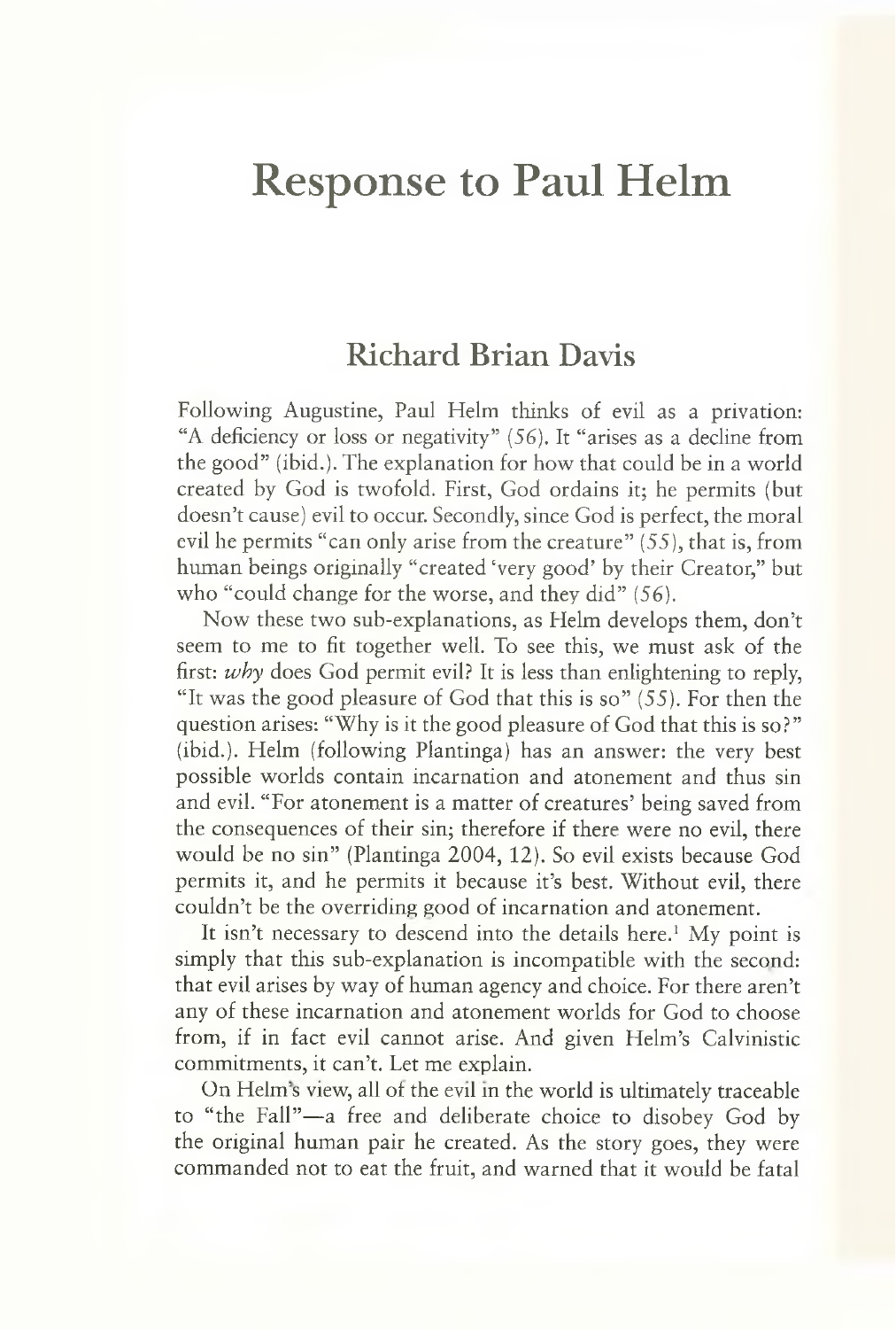# Response to Paul Helm

## Richard Brian Davis

Following Augustine, Paul Helm thinks of evil as a privation: "A deficiency or loss or negativity" (56). It "arises as a decline from the good" (ibid.). The explanation for how that could be in a world created by God is twofold. First, God ordains it; he permits (but doesn't cause) evil to occur. Secondly, since God is perfect, the moral evil he permits "can only arise from the creature" (55), that is, from human beings originally "created 'very good' by their Creator," but who "could change for the worse, and they did" (56).

Now these two sub-explanations, as Helm develops them, don't seem to me to fit together well. To see this, we must ask of the first: *why* does God permit evil? It is less than enlightening to reply, "It was the good pleasure of God that this is so" (55). For then the question arises: "Why is it the good pleasure of God that this is so?" (ibid.). Helm (following Plantinga) has an answer: the very best possible worlds contain incarnation and atonement and thus sin and evil. "For atonement is a matter of creatures' being saved from the consequences of their sin; therefore if there were no evil, there would be no sin" (Plantinga 2004, 12). So evil exists because God permits it, and he permits it because it's best. Without evil, there couldn't be the overriding good of incarnation and atonement.

It isn't necessary to descend into the details here.[1] My point is simply that this sub-explanation is incompatible with the second: that evil arises by way of human agency and choice. For there aren't any of these incarnation and atonement worlds for God to choose from, if in fact evil cannot arise. And given Helm's Calvinistic commitments, it can't. Let me explain.

On Helm's view, all of the evil in the world is ultimately traceable to "the Fall"—a free and deliberate choice to disobey God by the original human pair he created. As the story goes, they were commanded not to eat the fruit, and warned that it would be fatal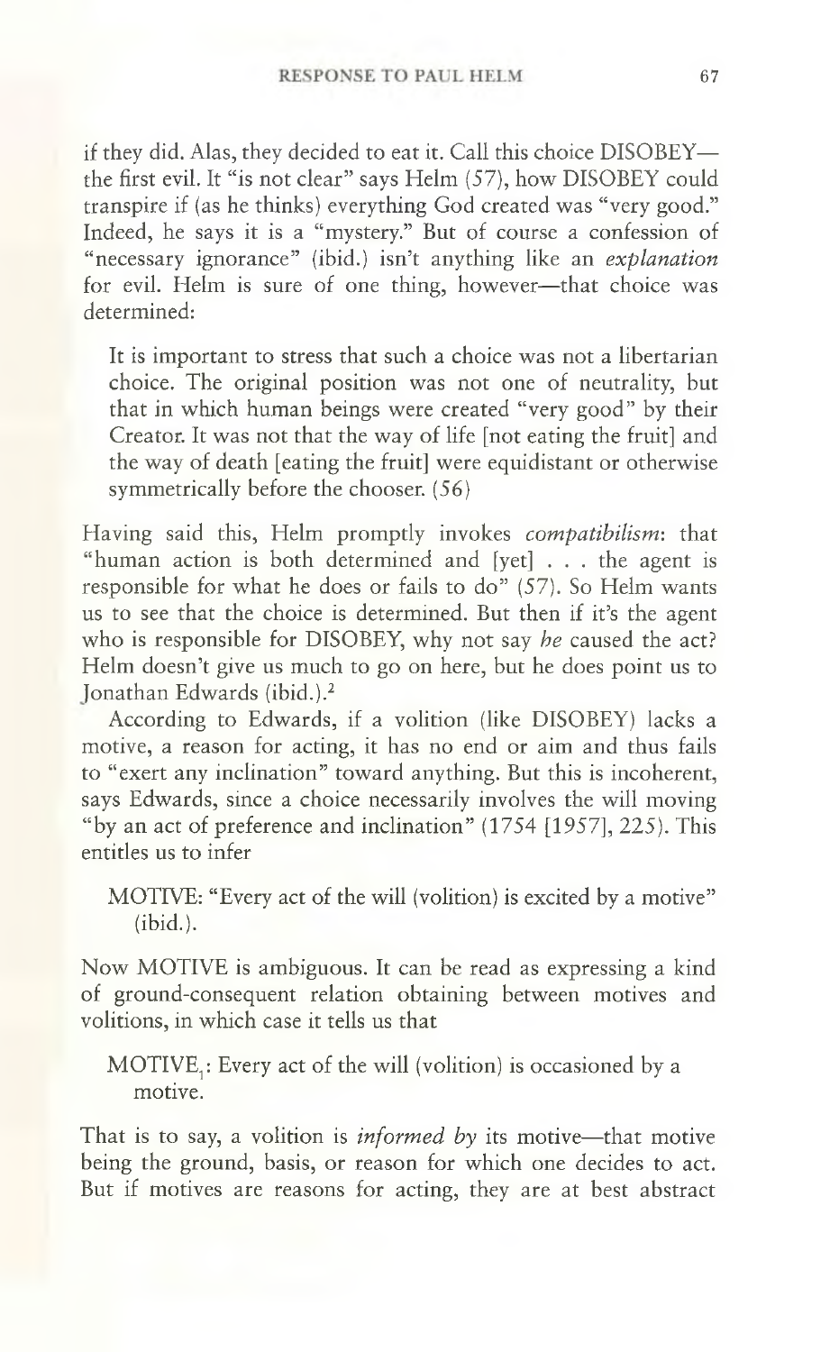if they did. Alas, they decided to eat it. Call this choice DISOBEY—the first evil. It "is not clear" says Helm (57), how DISOBEY could transpire if (as he thinks) everything God created was "very good." Indeed, he says it is a "mystery." But of course a confession of "necessary ignorance" (ibid.) isn't anything like an *explanation* for evil. Helm is sure of one thing, however—that choice was determined:

> It is important to stress that such a choice was not a libertarian choice. The original position was not one of neutrality, but that in which human beings were created "very good" by their Creator. It was not that the way of life [not eating the fruit] and the way of death [eating the fruit] were equidistant or otherwise symmetrically before the chooser. (56)

Having said this, Helm promptly invokes *compatibilism*: that "human action is both determined and [yet] . . . the agent is responsible for what he does or fails to do" (57). So Helm wants us to see that the choice is determined. But then if it's the agent who is responsible for DISOBEY, why not say *he* caused the act? Helm doesn't give us much to go on here, but he does point us to Jonathan Edwards (ibid.).[2]

According to Edwards, if a volition (like DISOBEY) lacks a motive, a reason for acting, it has no end or aim and thus fails to "exert any inclination" toward anything. But this is incoherent, says Edwards, since a choice necessarily involves the will moving "by an act of preference and inclination" (1754 [1957], 225). This entitles us to infer

> MOTIVE: "Every act of the will (volition) is excited by a motive" (ibid.).

Now MOTIVE is ambiguous. It can be read as expressing a kind of ground-consequent relation obtaining between motives and volitions, in which case it tells us that

> $\text{MOTIVE}_1$: Every act of the will (volition) is occasioned by a motive.

That is to say, a volition is *informed by* its motive—that motive being the ground, basis, or reason for which one decides to act. But if motives are reasons for acting, they are at best abstract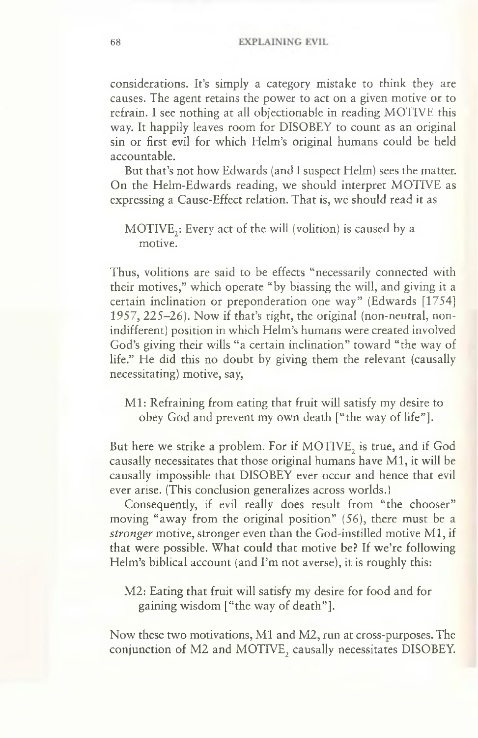considerations. It's simply a category mistake to think they are causes. The agent retains the power to act on a given motive or to refrain. I see nothing at all objectionable in reading MOTIVE this way. It happily leaves room for DISOBEY to count as an original sin or first evil for which Helm's original humans could be held accountable.

But that's not how Edwards (and I suspect Helm) sees the matter. On the Helm-Edwards reading, we should interpret MOTIVE as expressing a Cause-Effect relation. That is, we should read it as

> $\text{MOTIVE}_2$: Every act of the will (volition) is caused by a motive.

Thus, volitions are said to be effects "necessarily connected with their motives," which operate "by biassing the will, and giving it a certain inclination or preponderation one way" (Edwards [1754] 1957, 225–26). Now if that's right, the original (non-neutral, non-indifferent) position in which Helm's humans were created involved God's giving their wills "a certain inclination" toward "the way of life." He did this no doubt by giving them the relevant (causally necessitating) motive, say,

> M1: Refraining from eating that fruit will satisfy my desire to obey God and prevent my own death ["the way of life"].

But here we strike a problem. For if $\text{MOTIVE}_2$ is true, and if God causally necessitates that those original humans have M1, it will be causally impossible that DISOBEY ever occur and hence that evil ever arise. (This conclusion generalizes across worlds.)

Consequently, if evil really does result from "the chooser" moving "away from the original position" (56), there must be a *stronger* motive, stronger even than the God-instilled motive M1, if that were possible. What could that motive be? If we're following Helm's biblical account (and I'm not averse), it is roughly this:

> M2: Eating that fruit will satisfy my desire for food and for gaining wisdom ["the way of death"].

Now these two motivations, M1 and M2, run at cross-purposes. The conjunction of M2 and $\text{MOTIVE}_2$ causally necessitates DISOBEY.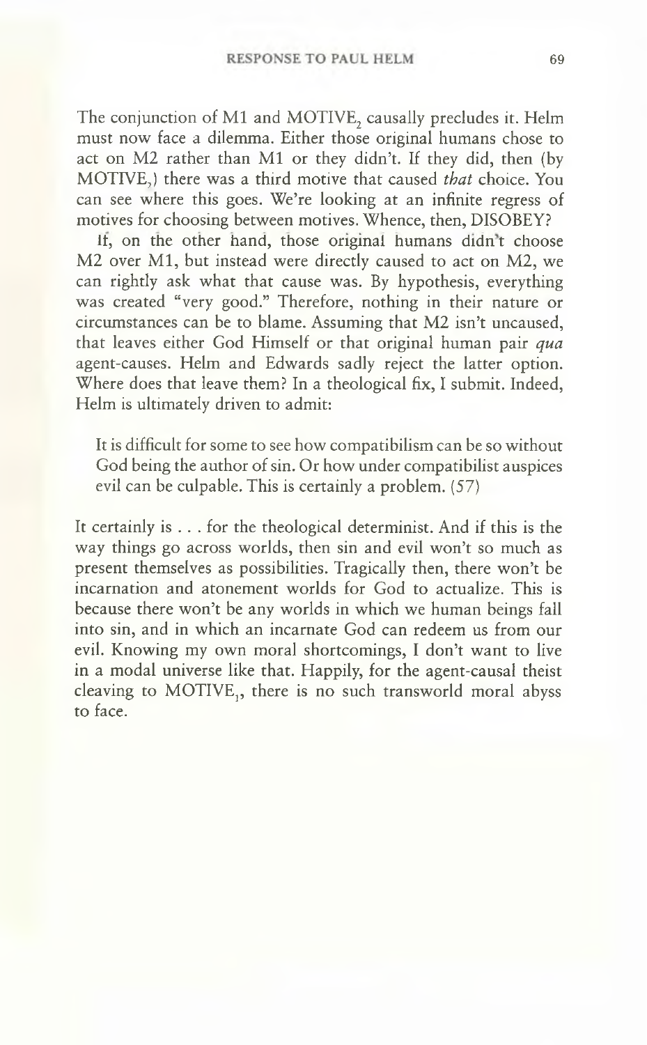The conjunction of M1 and $MOTIVE_2$ causally precludes it. Helm must now face a dilemma. Either those original humans chose to act on M2 rather than M1 or they didn't. If they did, then (by $MOTIVE_2$) there was a third motive that caused *that* choice. You can see where this goes. We're looking at an infinite regress of motives for choosing between motives. Whence, then, DISOBEY?

If, on the other hand, those original humans didn't choose M2 over M1, but instead were directly caused to act on M2, we can rightly ask what that cause was. By hypothesis, everything was created "very good." Therefore, nothing in their nature or circumstances can be to blame. Assuming that M2 isn't uncaused, that leaves either God Himself or that original human pair *qua* agent-causes. Helm and Edwards sadly reject the latter option. Where does that leave them? In a theological fix, I submit. Indeed, Helm is ultimately driven to admit:

> It is difficult for some to see how compatibilism can be so without God being the author of sin. Or how under compatibilist auspices evil can be culpable. This is certainly a problem. (57)

It certainly is . . . for the theological determinist. And if this is the way things go across worlds, then sin and evil won't so much as present themselves as possibilities. Tragically then, there won't be incarnation and atonement worlds for God to actualize. This is because there won't be any worlds in which we human beings fall into sin, and in which an incarnate God can redeem us from our evil. Knowing my own moral shortcomings, I don't want to live in a modal universe like that. Happily, for the agent-causal theist cleaving to $MOTIVE_1$, there is no such transworld moral abyss to face.